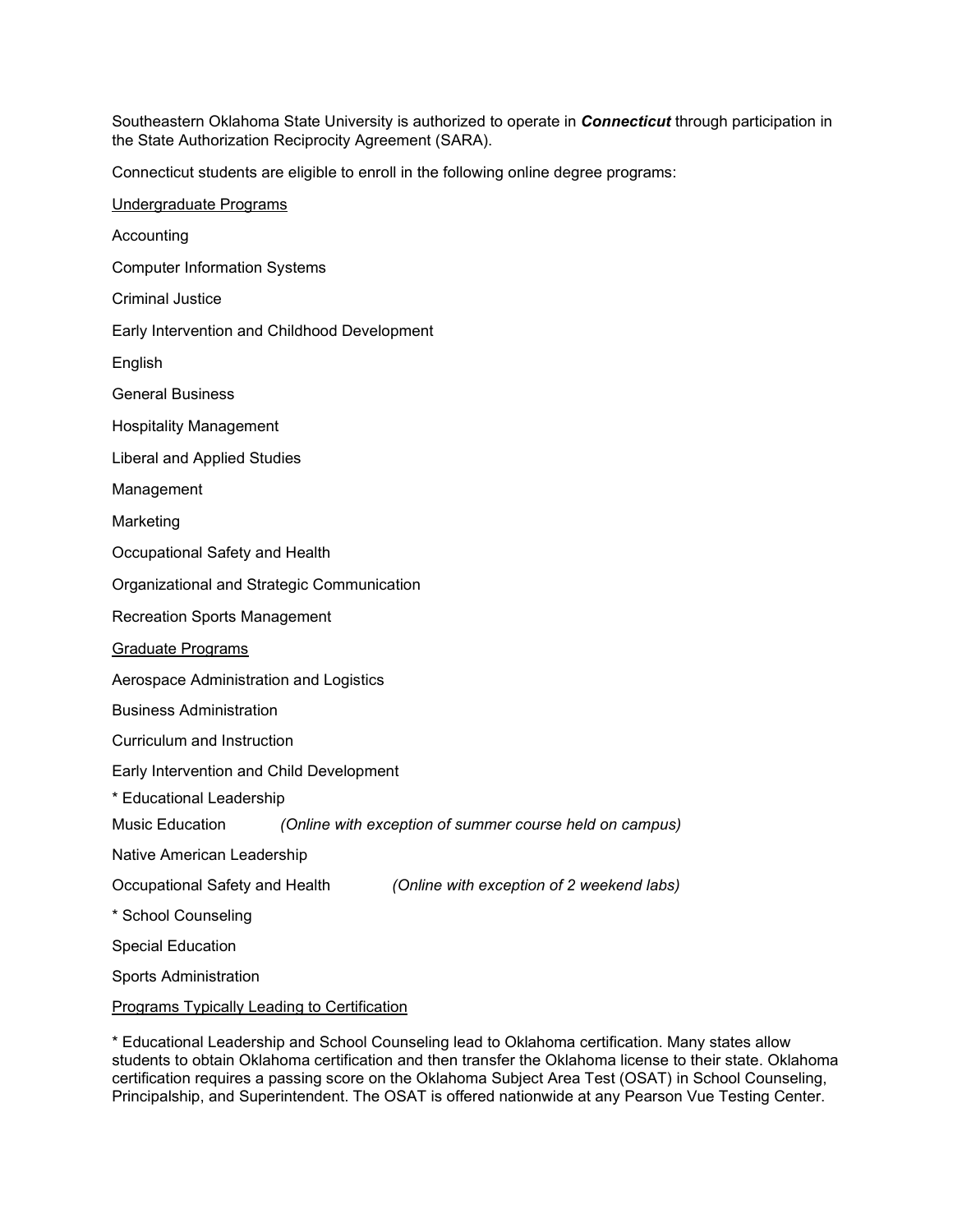Southeastern Oklahoma State University is authorized to operate in ***Connecticut*** through participation in the State Authorization Reciprocity Agreement (SARA).

Connecticut students are eligible to enroll in the following online degree programs:

<u>Undergraduate Programs</u>

Accounting

Computer Information Systems

Criminal Justice

Early Intervention and Childhood Development

English

General Business

Hospitality Management

Liberal and Applied Studies

Management

Marketing

Occupational Safety and Health

Organizational and Strategic Communication

Recreation Sports Management

<u>Graduate Programs</u>

Aerospace Administration and Logistics

Business Administration

Curriculum and Instruction

Early Intervention and Child Development

* Educational Leadership

Music Education *(Online with exception of summer course held on campus)*

Native American Leadership

Occupational Safety and Health *(Online with exception of 2 weekend labs)*

* School Counseling

Special Education

Sports Administration

<u>Programs Typically Leading to Certification</u>

* Educational Leadership and School Counseling lead to Oklahoma certification. Many states allow students to obtain Oklahoma certification and then transfer the Oklahoma license to their state. Oklahoma certification requires a passing score on the Oklahoma Subject Area Test (OSAT) in School Counseling, Principalship, and Superintendent. The OSAT is offered nationwide at any Pearson Vue Testing Center.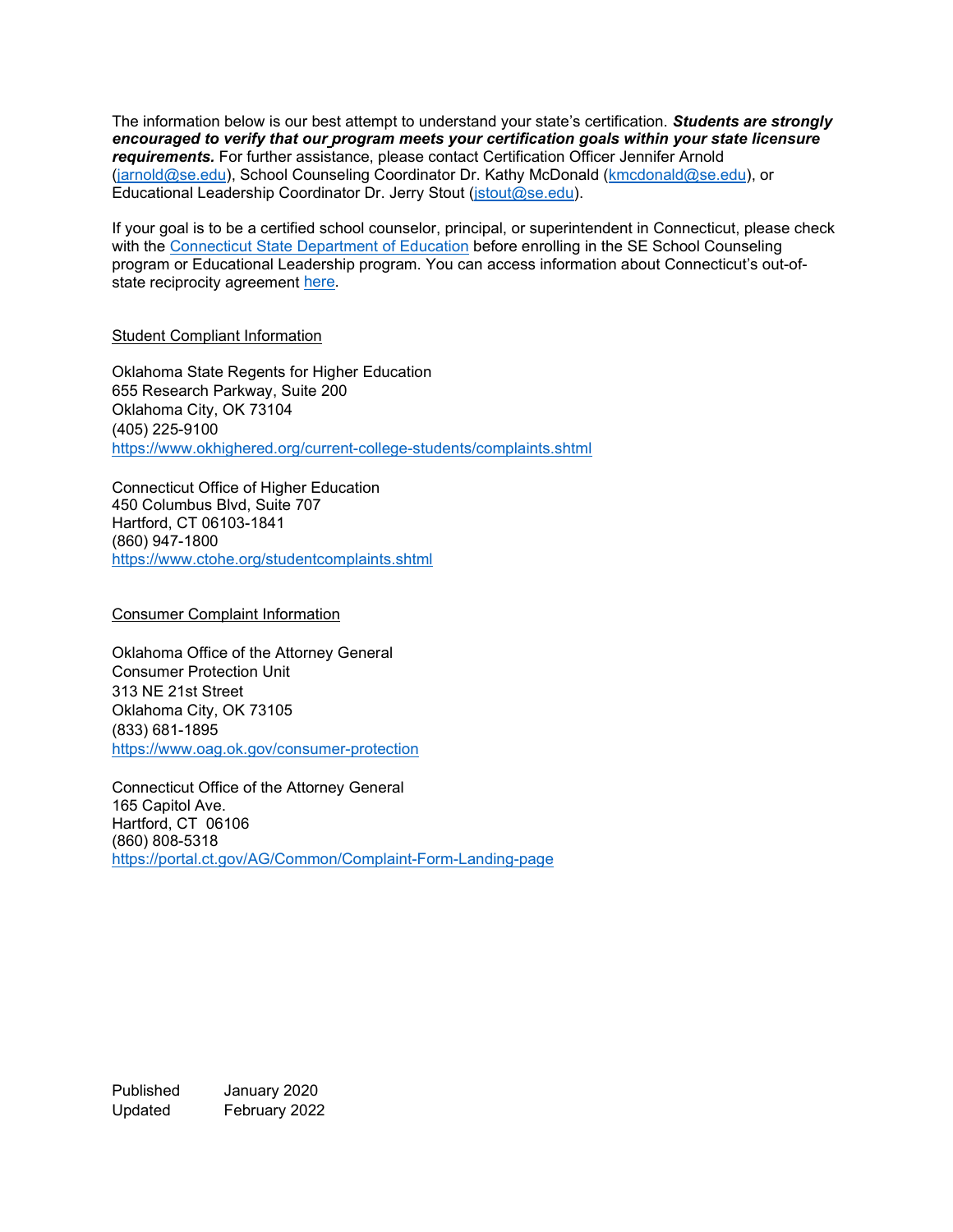The information below is our best attempt to understand your state's certification. ***Students are strongly encouraged to verify that our program meets your certification goals within your state licensure requirements.*** For further assistance, please contact Certification Officer Jennifer Arnold ([jarnold@se.edu](mailto:jarnold@se.edu)), School Counseling Coordinator Dr. Kathy McDonald ([kmcdonald@se.edu](mailto:kmcdonald@se.edu)), or Educational Leadership Coordinator Dr. Jerry Stout ([jstout@se.edu](mailto:jstout@se.edu)).

If your goal is to be a certified school counselor, principal, or superintendent in Connecticut, please check with the Connecticut State Department of Education before enrolling in the SE School Counseling program or Educational Leadership program. You can access information about Connecticut's out-of-state reciprocity agreement here.

Student Compliant Information

Oklahoma State Regents for Higher Education
655 Research Parkway, Suite 200
Oklahoma City, OK 73104
(405) 225-9100
https://www.okhighered.org/current-college-students/complaints.shtml

Connecticut Office of Higher Education
450 Columbus Blvd, Suite 707
Hartford, CT 06103-1841
(860) 947-1800
https://www.ctohe.org/studentcomplaints.shtml

Consumer Complaint Information

Oklahoma Office of the Attorney General
Consumer Protection Unit
313 NE 21st Street
Oklahoma City, OK 73105
(833) 681-1895
https://www.oag.ok.gov/consumer-protection

Connecticut Office of the Attorney General
165 Capitol Ave.
Hartford, CT 06106
(860) 808-5318
https://portal.ct.gov/AG/Common/Complaint-Form-Landing-page

Published January 2020
Updated February 2022